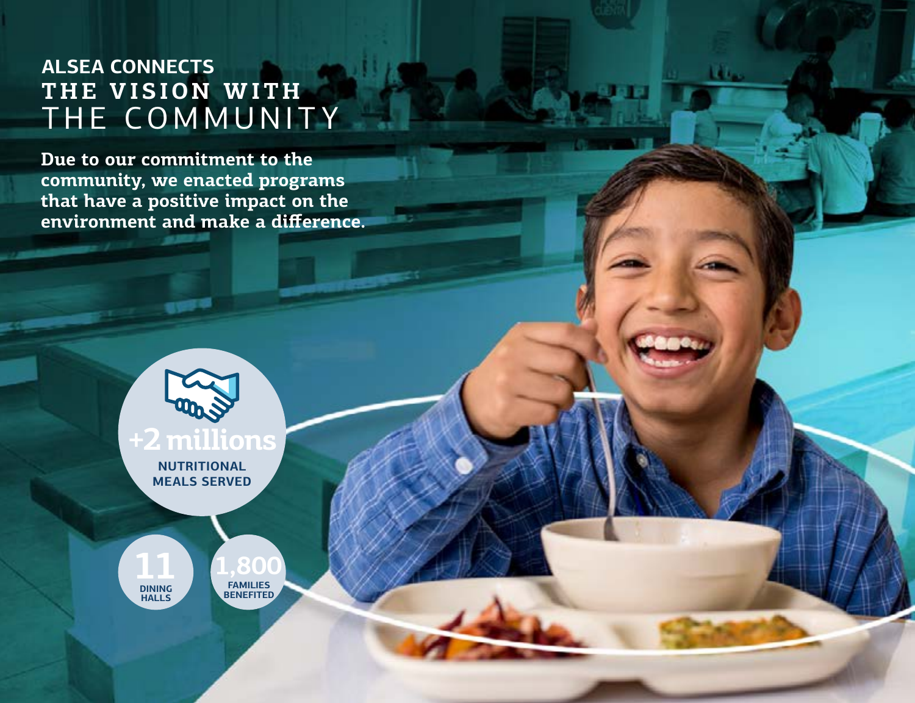# ALSEA CONNECTS THE VISION WITH THE COMMUNITY

**Due to our commitment to the community, we enacted programs that have a positive impact on the environment and make a difference.**

**+2 millions**
NUTRITIONAL MEALS SERVED

**11**
DINING HALLS

**1,800**
FAMILIES BENEFITED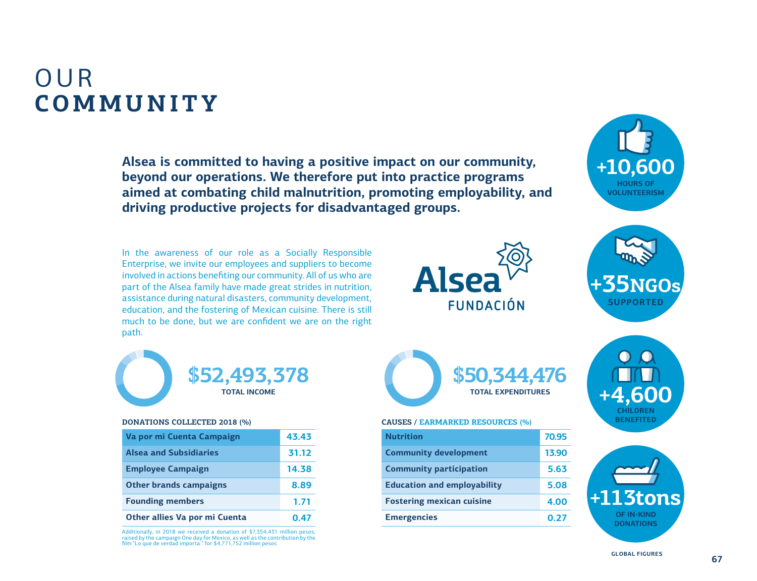# OUR **COMMUNITY**

**Alsea is committed to having a positive impact on our community, beyond our operations. We therefore put into practice programs aimed at combating child malnutrition, promoting employability, and driving productive projects for disadvantaged groups.**

In the awareness of our role as a Socially Responsible Enterprise, we invite our employees and suppliers to become involved in actions benefiting our community. All of us who are part of the Alsea family have made great strides in nutrition, assistance during natural disasters, community development, education, and the fostering of Mexican cuisine. There is still much to be done, but we are confident we are on the right path.

Alsea FUNDACIÓN

**+10,600** HOURS OF VOLUNTEERISM

**+35NGOs** SUPPORTED

**+4,600** CHILDREN BENEFITED

**+113tons** OF IN-KIND DONATIONS

GLOBAL FIGURES

**$52,493,378**
TOTAL INCOME

**DONATIONS COLLECTED 2018 (%)**

| Source | % |
| --- | --- |
| Va por mi Cuenta Campaign | 43.43 |
| Alsea and Subsidiaries | 31.12 |
| Employee Campaign | 14.38 |
| Other brands campaigns | 8.89 |
| Founding members | 1.71 |
| Other allies Va por mi Cuenta | 0.47 |

Additionally, in 2018 we received a donation of $7,354,431 million pesos, raised by the campaign One day for Mexico, as well as the contribution by the film "Lo que de verdad importa" for $4,771,752 million pesos

**$50,344,476**
TOTAL EXPENDITURES

**CAUSES / EARMARKED RESOURCES (%)**

| Cause | % |
| --- | --- |
| Nutrition | 70.95 |
| Community development | 13.90 |
| Community participation | 5.63 |
| Education and employability | 5.08 |
| Fostering mexican cuisine | 4.00 |
| Emergencies | 0.27 |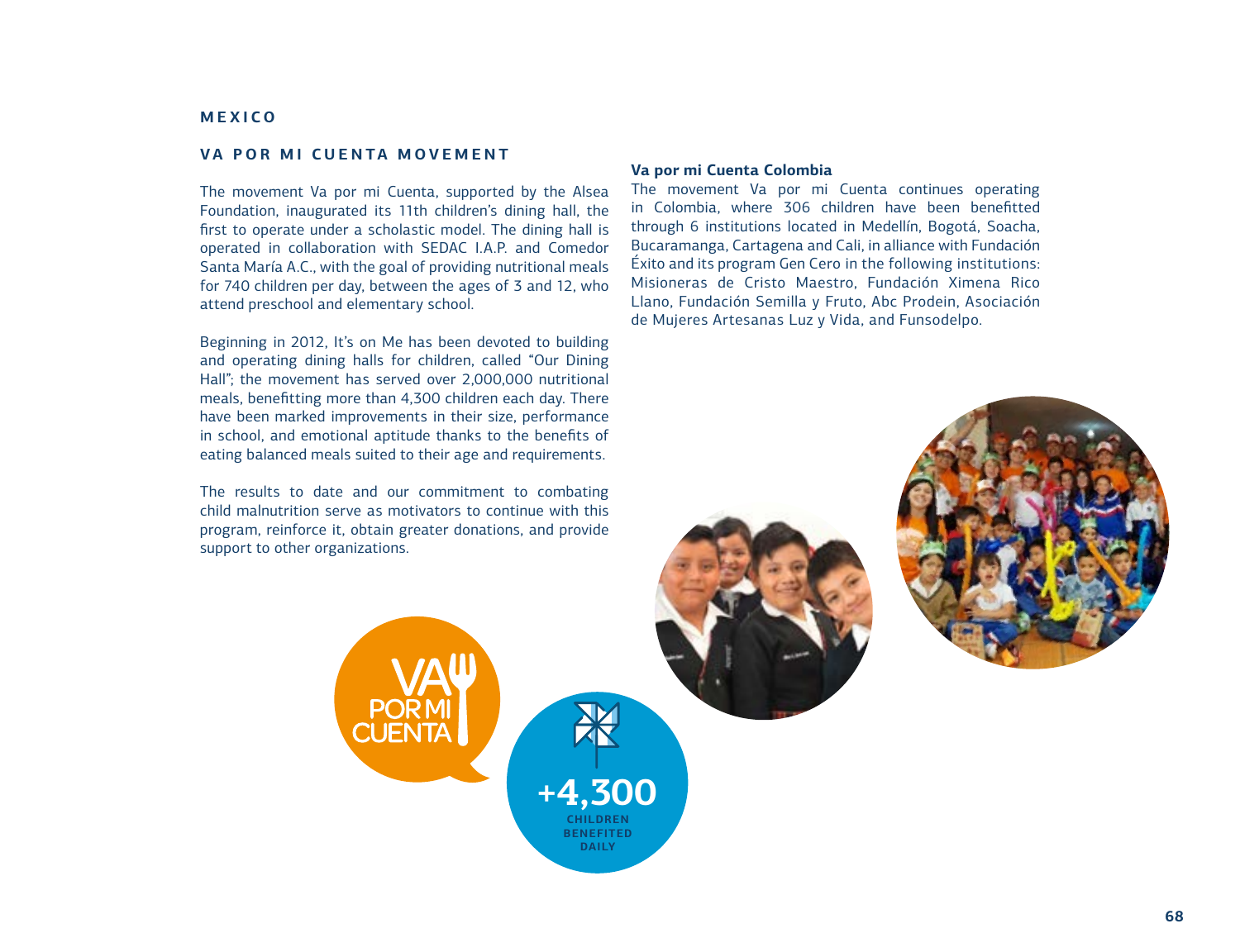## MEXICO

### VA POR MI CUENTA MOVEMENT

The movement Va por mi Cuenta, supported by the Alsea Foundation, inaugurated its 11th children's dining hall, the first to operate under a scholastic model. The dining hall is operated in collaboration with SEDAC I.A.P. and Comedor Santa María A.C., with the goal of providing nutritional meals for 740 children per day, between the ages of 3 and 12, who attend preschool and elementary school.

Beginning in 2012, It's on Me has been devoted to building and operating dining halls for children, called "Our Dining Hall"; the movement has served over 2,000,000 nutritional meals, benefitting more than 4,300 children each day. There have been marked improvements in their size, performance in school, and emotional aptitude thanks to the benefits of eating balanced meals suited to their age and requirements.

The results to date and our commitment to combating child malnutrition serve as motivators to continue with this program, reinforce it, obtain greater donations, and provide support to other organizations.

**Va por mi Cuenta Colombia**

The movement Va por mi Cuenta continues operating in Colombia, where 306 children have been benefitted through 6 institutions located in Medellín, Bogotá, Soacha, Bucaramanga, Cartagena and Cali, in alliance with Fundación Éxito and its program Gen Cero in the following institutions: Misioneras de Cristo Maestro, Fundación Ximena Rico Llano, Fundación Semilla y Fruto, Abc Prodein, Asociación de Mujeres Artesanas Luz y Vida, and Funsodelpo.

VA POR MI CUENTA

**+4,300** CHILDREN BENEFITED DAILY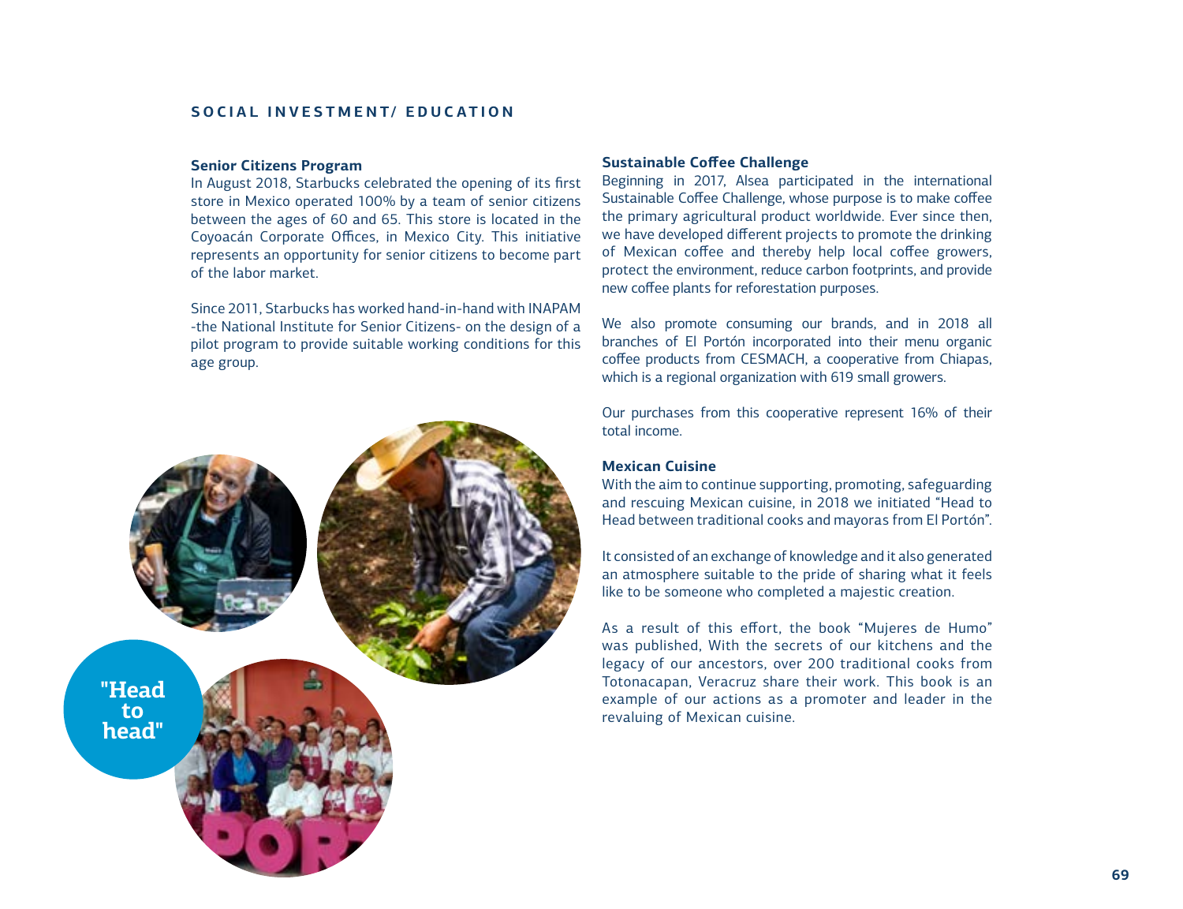## SOCIAL INVESTMENT/ EDUCATION

### Senior Citizens Program

In August 2018, Starbucks celebrated the opening of its first store in Mexico operated 100% by a team of senior citizens between the ages of 60 and 65. This store is located in the Coyoacán Corporate Offices, in Mexico City. This initiative represents an opportunity for senior citizens to become part of the labor market.

Since 2011, Starbucks has worked hand-in-hand with INAPAM -the National Institute for Senior Citizens- on the design of a pilot program to provide suitable working conditions for this age group.

"Head to head"

### Sustainable Coffee Challenge

Beginning in 2017, Alsea participated in the international Sustainable Coffee Challenge, whose purpose is to make coffee the primary agricultural product worldwide. Ever since then, we have developed different projects to promote the drinking of Mexican coffee and thereby help local coffee growers, protect the environment, reduce carbon footprints, and provide new coffee plants for reforestation purposes.

We also promote consuming our brands, and in 2018 all branches of El Portón incorporated into their menu organic coffee products from CESMACH, a cooperative from Chiapas, which is a regional organization with 619 small growers.

Our purchases from this cooperative represent 16% of their total income.

### Mexican Cuisine

With the aim to continue supporting, promoting, safeguarding and rescuing Mexican cuisine, in 2018 we initiated "Head to Head between traditional cooks and mayoras from El Portón".

It consisted of an exchange of knowledge and it also generated an atmosphere suitable to the pride of sharing what it feels like to be someone who completed a majestic creation.

As a result of this effort, the book "Mujeres de Humo" was published, With the secrets of our kitchens and the legacy of our ancestors, over 200 traditional cooks from Totonacapan, Veracruz share their work. This book is an example of our actions as a promoter and leader in the revaluing of Mexican cuisine.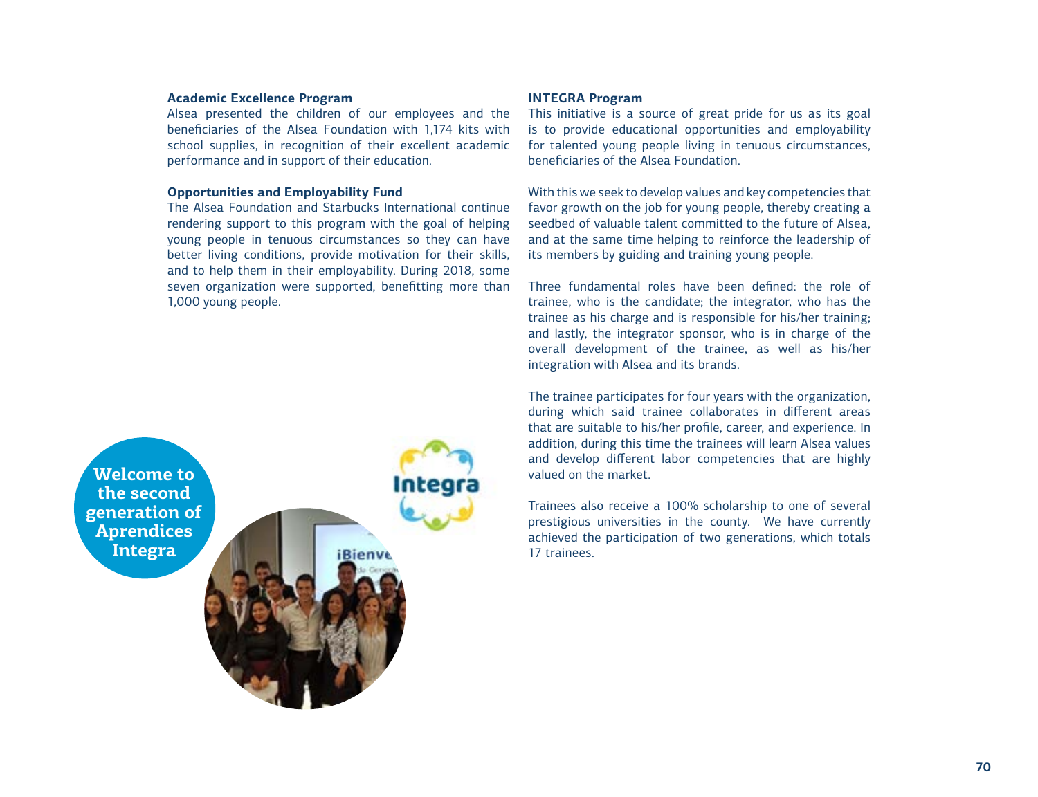### Academic Excellence Program

Alsea presented the children of our employees and the beneficiaries of the Alsea Foundation with 1,174 kits with school supplies, in recognition of their excellent academic performance and in support of their education.

### Opportunities and Employability Fund

The Alsea Foundation and Starbucks International continue rendering support to this program with the goal of helping young people in tenuous circumstances so they can have better living conditions, provide motivation for their skills, and to help them in their employability. During 2018, some seven organization were supported, benefitting more than 1,000 young people.

**Welcome to the second generation of Aprendices Integra**

### INTEGRA Program

This initiative is a source of great pride for us as its goal is to provide educational opportunities and employability for talented young people living in tenuous circumstances, beneficiaries of the Alsea Foundation.

With this we seek to develop values and key competencies that favor growth on the job for young people, thereby creating a seedbed of valuable talent committed to the future of Alsea, and at the same time helping to reinforce the leadership of its members by guiding and training young people.

Three fundamental roles have been defined: the role of trainee, who is the candidate; the integrator, who has the trainee as his charge and is responsible for his/her training; and lastly, the integrator sponsor, who is in charge of the overall development of the trainee, as well as his/her integration with Alsea and its brands.

The trainee participates for four years with the organization, during which said trainee collaborates in different areas that are suitable to his/her profile, career, and experience. In addition, during this time the trainees will learn Alsea values and develop different labor competencies that are highly valued on the market.

Trainees also receive a 100% scholarship to one of several prestigious universities in the county. We have currently achieved the participation of two generations, which totals 17 trainees.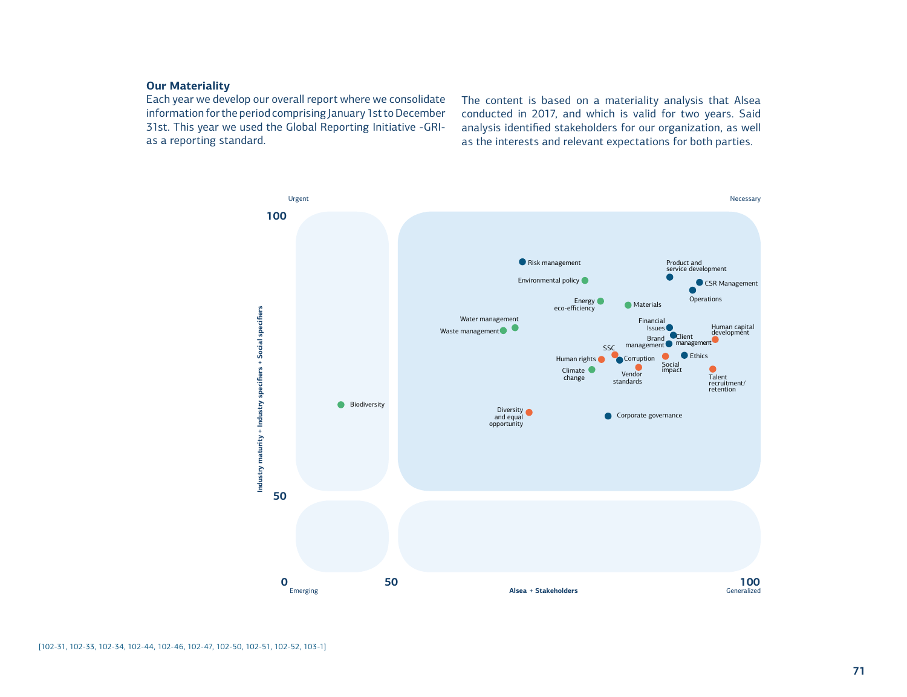## Our Materiality

Each year we develop our overall report where we consolidate information for the period comprising January 1st to December 31st. This year we used the Global Reporting Initiative -GRI- as a reporting standard.

The content is based on a materiality analysis that Alsea conducted in 2017, and which is valid for two years. Said analysis identified stakeholders for our organization, as well as the interests and relevant expectations for both parties.

Urgent

Necessary

100

Risk management

Product and service development

Environmental policy

CSR Management

Operations

Energy eco-efficiency

Materials

Water management

Waste management

Financial Issues

Human capital development

Brand management

Client management

SSC

Human rights

Corruption

Social impact

Ethics

Climate change

Vendor standards

Talent recruitment/ retention

Biodiversity

Diversity and equal opportunity

Corporate governance

Industry maturity + Industry specifiers + Social specifiers

50

0

Emerging

50

Alsea + Stakeholders

100

Generalized

[102-31, 102-33, 102-34, 102-44, 102-46, 102-47, 102-50, 102-51, 102-52, 103-1]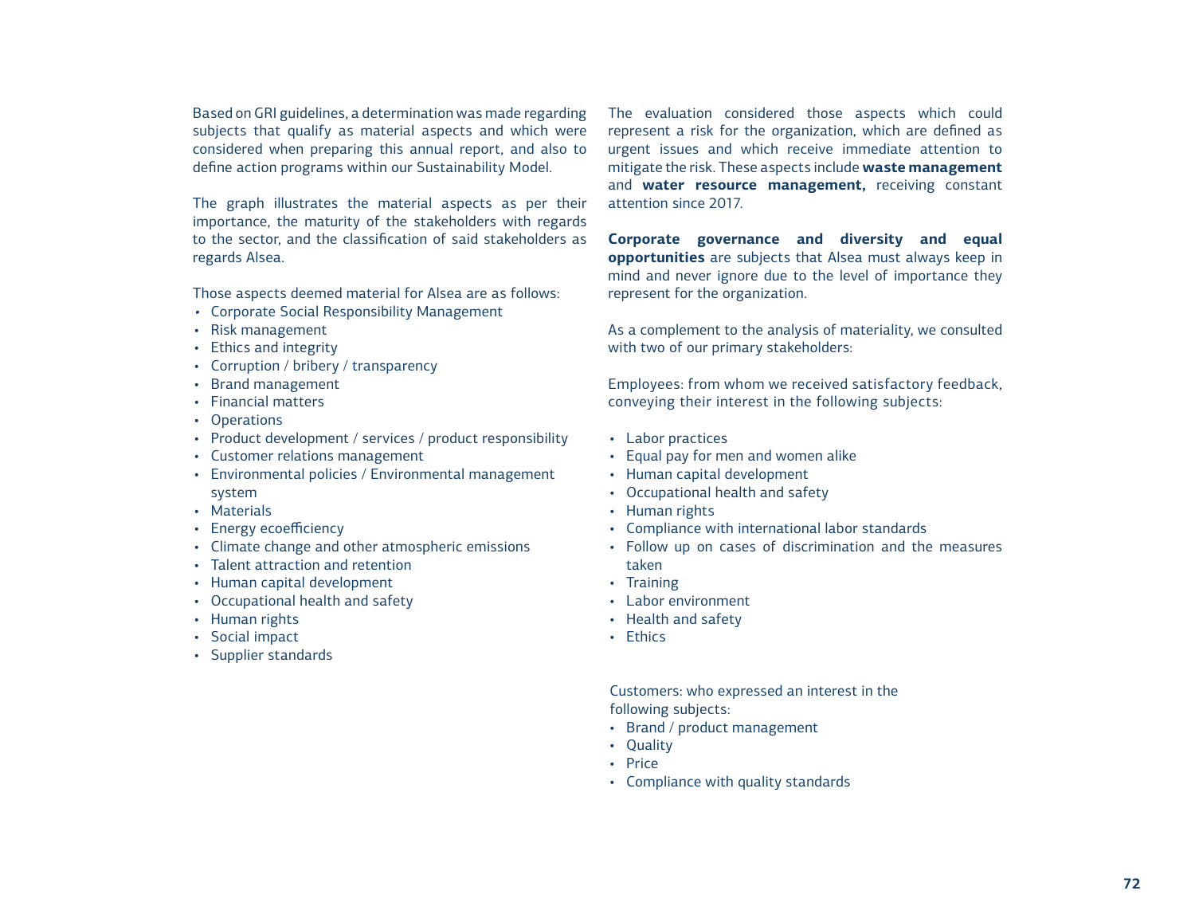Based on GRI guidelines, a determination was made regarding subjects that qualify as material aspects and which were considered when preparing this annual report, and also to define action programs within our Sustainability Model.

The graph illustrates the material aspects as per their importance, the maturity of the stakeholders with regards to the sector, and the classification of said stakeholders as regards Alsea.

Those aspects deemed material for Alsea are as follows:

- Corporate Social Responsibility Management
- Risk management
- Ethics and integrity
- Corruption / bribery / transparency
- Brand management
- Financial matters
- Operations
- Product development / services / product responsibility
- Customer relations management
- Environmental policies / Environmental management system
- Materials
- Energy ecoefficiency
- Climate change and other atmospheric emissions
- Talent attraction and retention
- Human capital development
- Occupational health and safety
- Human rights
- Social impact
- Supplier standards

The evaluation considered those aspects which could represent a risk for the organization, which are defined as urgent issues and which receive immediate attention to mitigate the risk. These aspects include **waste management** and **water resource management,** receiving constant attention since 2017.

**Corporate governance and diversity and equal opportunities** are subjects that Alsea must always keep in mind and never ignore due to the level of importance they represent for the organization.

As a complement to the analysis of materiality, we consulted with two of our primary stakeholders:

Employees: from whom we received satisfactory feedback, conveying their interest in the following subjects:

- Labor practices
- Equal pay for men and women alike
- Human capital development
- Occupational health and safety
- Human rights
- Compliance with international labor standards
- Follow up on cases of discrimination and the measures taken
- Training
- Labor environment
- Health and safety
- Ethics

Customers: who expressed an interest in the following subjects:

- Brand / product management
- Quality
- Price
- Compliance with quality standards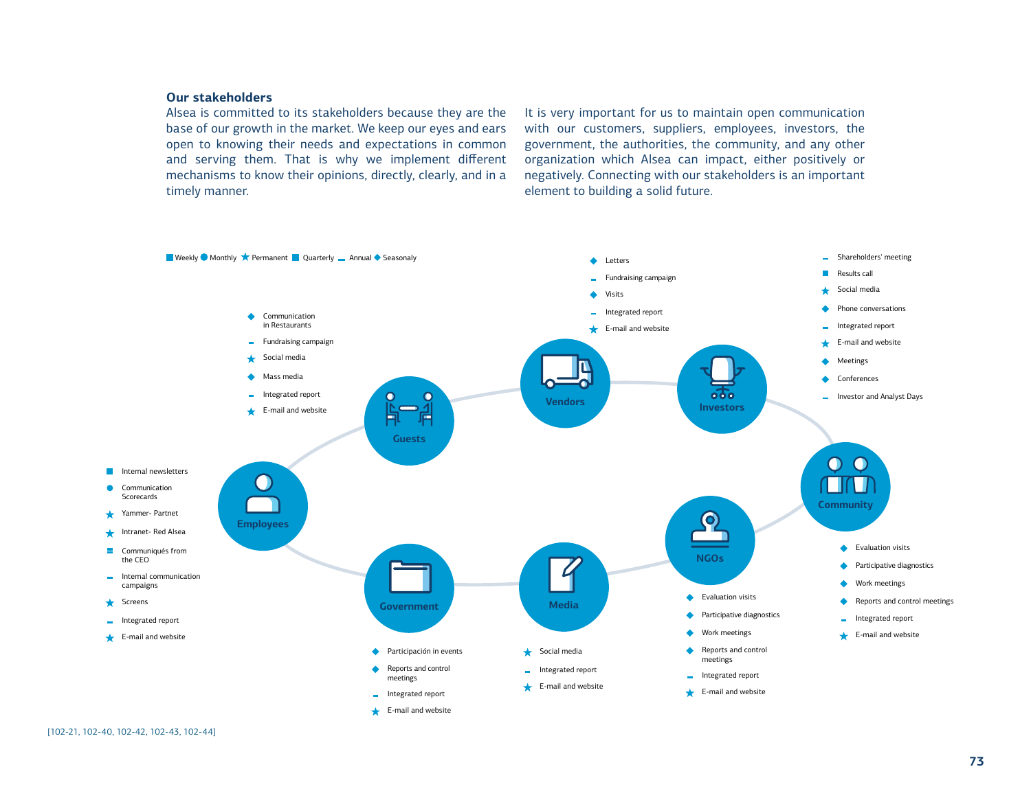**Our stakeholders**

Alsea is committed to its stakeholders because they are the base of our growth in the market. We keep our eyes and ears open to knowing their needs and expectations in common and serving them. That is why we implement different mechanisms to know their opinions, directly, clearly, and in a timely manner.

It is very important for us to maintain open communication with our customers, suppliers, employees, investors, the government, the authorities, the community, and any other organization which Alsea can impact, either positively or negatively. Connecting with our stakeholders is an important element to building a solid future.

Weekly Monthly Permanent Quarterly Annual Seasonaly

**Employees**

- Internal newsletters
- Communication Scorecards
- Yammer- Partnet
- Intranet- Red Alsea
- Communiqués from the CEO
- Internal communication campaigns
- Screens
- Integrated report
- E-mail and website

**Guests**

- Communication in Restaurants
- Fundraising campaign
- Social media
- Mass media
- Integrated report
- E-mail and website

**Vendors**

- Letters
- Fundraising campaign
- Visits
- Integrated report
- E-mail and website

**Investors**

- Shareholders' meeting
- Results call
- Social media
- Phone conversations
- Integrated report
- E-mail and website
- Meetings
- Conferences
- Investor and Analyst Days

**Community**

- Evaluation visits
- Participative diagnostics
- Work meetings
- Reports and control meetings
- Integrated report
- E-mail and website

**NGOs**

- Evaluation visits
- Participative diagnostics
- Work meetings
- Reports and control meetings
- Integrated report
- E-mail and website

**Media**

- Social media
- Integrated report
- E-mail and website

**Government**

- Participación in events
- Reports and control meetings
- Integrated report
- E-mail and website

[102-21, 102-40, 102-42, 102-43, 102-44]